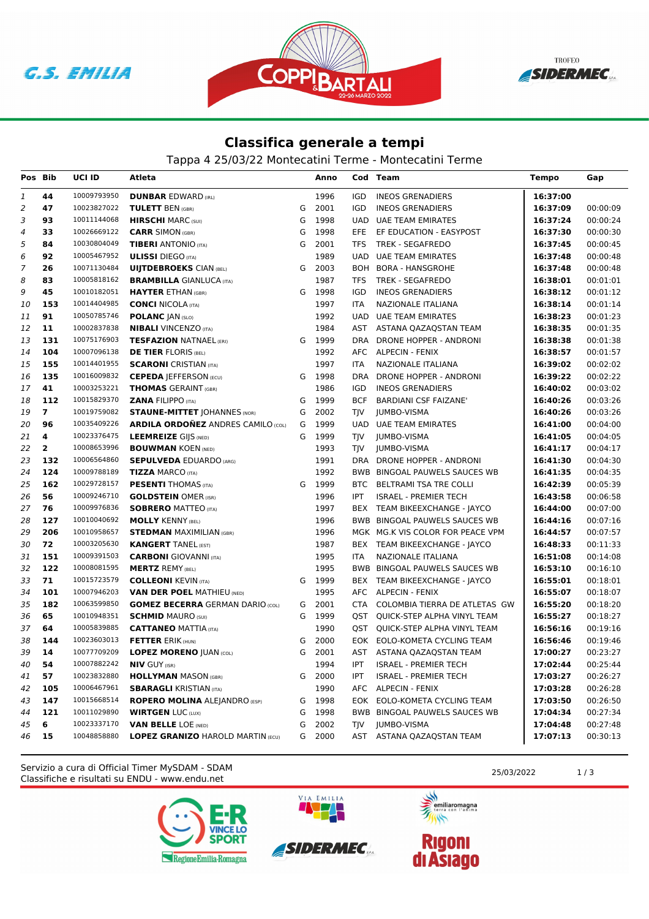## Classifica generale a tempi

Tappa 4 25/03/22 Montecatini Terme - Montecatini Terme

| Pos | Bib | UCI ID | Atleta | | Anno | Cod | Team | Tempo | Gap |
|---|---|---|---|---|---|---|---|---|---|
| 1 | 44 | 10009793950 | **DUNBAR** EDWARD (IRL) | | 1996 | IGD | INEOS GRENADIERS | **16:37:00** | |
| 2 | 47 | 10023827022 | **TULETT** BEN (GBR) | G | 2001 | IGD | INEOS GRENADIERS | **16:37:09** | 00:00:09 |
| 3 | 93 | 10011144068 | **HIRSCHI** MARC (SUI) | G | 1998 | UAD | UAE TEAM EMIRATES | **16:37:24** | 00:00:24 |
| 4 | 33 | 10026669122 | **CARR** SIMON (GBR) | G | 1998 | EFE | EF EDUCATION - EASYPOST | **16:37:30** | 00:00:30 |
| 5 | 84 | 10030804049 | **TIBERI** ANTONIO (ITA) | G | 2001 | TFS | TREK - SEGAFREDO | **16:37:45** | 00:00:45 |
| 6 | 92 | 10005467952 | **ULISSI** DIEGO (ITA) | | 1989 | UAD | UAE TEAM EMIRATES | **16:37:48** | 00:00:48 |
| 7 | 26 | 10071130484 | **UIJTDEBROEKS** CIAN (BEL) | G | 2003 | BOH | BORA - HANSGROHE | **16:37:48** | 00:00:48 |
| 8 | 83 | 10005818162 | **BRAMBILLA** GIANLUCA (ITA) | | 1987 | TFS | TREK - SEGAFREDO | **16:38:01** | 00:01:01 |
| 9 | 45 | 10010182051 | **HAYTER** ETHAN (GBR) | G | 1998 | IGD | INEOS GRENADIERS | **16:38:12** | 00:01:12 |
| 10 | 153 | 10014404985 | **CONCI** NICOLA (ITA) | | 1997 | ITA | NAZIONALE ITALIANA | **16:38:14** | 00:01:14 |
| 11 | 91 | 10050785746 | **POLANC** JAN (SLO) | | 1992 | UAD | UAE TEAM EMIRATES | **16:38:23** | 00:01:23 |
| 12 | 11 | 10002837838 | **NIBALI** VINCENZO (ITA) | | 1984 | AST | ASTANA QAZAQSTAN TEAM | **16:38:35** | 00:01:35 |
| 13 | 131 | 10075176903 | **TESFAZION** NATNAEL (ERI) | G | 1999 | DRA | DRONE HOPPER - ANDRONI | **16:38:38** | 00:01:38 |
| 14 | 104 | 10007096138 | **DE TIER** FLORIS (BEL) | | 1992 | AFC | ALPECIN - FENIX | **16:38:57** | 00:01:57 |
| 15 | 155 | 10014401955 | **SCARONI** CRISTIAN (ITA) | | 1997 | ITA | NAZIONALE ITALIANA | **16:39:02** | 00:02:02 |
| 16 | 135 | 10016009832 | **CEPEDA** JEFFERSON (ECU) | G | 1998 | DRA | DRONE HOPPER - ANDRONI | **16:39:22** | 00:02:22 |
| 17 | 41 | 10003253221 | **THOMAS** GERAINT (GBR) | | 1986 | IGD | INEOS GRENADIERS | **16:40:02** | 00:03:02 |
| 18 | 112 | 10015829370 | **ZANA** FILIPPO (ITA) | G | 1999 | BCF | BARDIANI CSF FAIZANE' | **16:40:26** | 00:03:26 |
| 19 | 7 | 10019759082 | **STAUNE-MITTET** JOHANNES (NOR) | G | 2002 | TJV | JUMBO-VISMA | **16:40:26** | 00:03:26 |
| 20 | 96 | 10035409226 | **ARDILA ORDOÑEZ** ANDRES CAMILO (COL) | G | 1999 | UAD | UAE TEAM EMIRATES | **16:41:00** | 00:04:00 |
| 21 | 4 | 10023376475 | **LEEMREIZE** GIJS (NED) | G | 1999 | TJV | JUMBO-VISMA | **16:41:05** | 00:04:05 |
| 22 | 2 | 10008653996 | **BOUWMAN** KOEN (NED) | | 1993 | TJV | JUMBO-VISMA | **16:41:17** | 00:04:17 |
| 23 | 132 | 10006564860 | **SEPULVEDA** EDUARDO (ARG) | | 1991 | DRA | DRONE HOPPER - ANDRONI | **16:41:30** | 00:04:30 |
| 24 | 124 | 10009788189 | **TIZZA** MARCO (ITA) | | 1992 | BWB | BINGOAL PAUWELS SAUCES WB | **16:41:35** | 00:04:35 |
| 25 | 162 | 10029728157 | **PESENTI** THOMAS (ITA) | G | 1999 | BTC | BELTRAMI TSA TRE COLLI | **16:42:39** | 00:05:39 |
| 26 | 56 | 10009246710 | **GOLDSTEIN** OMER (ISR) | | 1996 | IPT | ISRAEL - PREMIER TECH | **16:43:58** | 00:06:58 |
| 27 | 76 | 10009976836 | **SOBRERO** MATTEO (ITA) | | 1997 | BEX | TEAM BIKEEXCHANGE - JAYCO | **16:44:00** | 00:07:00 |
| 28 | 127 | 10010040692 | **MOLLY** KENNY (BEL) | | 1996 | BWB | BINGOAL PAUWELS SAUCES WB | **16:44:16** | 00:07:16 |
| 29 | 206 | 10010958657 | **STEDMAN** MAXIMILIAN (GBR) | | 1996 | MGK | MG.K VIS COLOR FOR PEACE VPM | **16:44:57** | 00:07:57 |
| 30 | 72 | 10003205630 | **KANGERT** TANEL (EST) | | 1987 | BEX | TEAM BIKEEXCHANGE - JAYCO | **16:48:33** | 00:11:33 |
| 31 | 151 | 10009391503 | **CARBONI** GIOVANNI (ITA) | | 1995 | ITA | NAZIONALE ITALIANA | **16:51:08** | 00:14:08 |
| 32 | 122 | 10008081595 | **MERTZ** REMY (BEL) | | 1995 | BWB | BINGOAL PAUWELS SAUCES WB | **16:53:10** | 00:16:10 |
| 33 | 71 | 10015723579 | **COLLEONI** KEVIN (ITA) | G | 1999 | BEX | TEAM BIKEEXCHANGE - JAYCO | **16:55:01** | 00:18:01 |
| 34 | 101 | 10007946203 | **VAN DER POEL** MATHIEU (NED) | | 1995 | AFC | ALPECIN - FENIX | **16:55:07** | 00:18:07 |
| 35 | 182 | 10063599850 | **GOMEZ BECERRA** GERMAN DARIO (COL) | G | 2001 | CTA | COLOMBIA TIERRA DE ATLETAS GW | **16:55:20** | 00:18:20 |
| 36 | 65 | 10010948351 | **SCHMID** MAURO (SUI) | G | 1999 | QST | QUICK-STEP ALPHA VINYL TEAM | **16:55:27** | 00:18:27 |
| 37 | 64 | 10005839885 | **CATTANEO** MATTIA (ITA) | | 1990 | QST | QUICK-STEP ALPHA VINYL TEAM | **16:56:16** | 00:19:16 |
| 38 | 144 | 10023603013 | **FETTER** ERIK (HUN) | G | 2000 | EOK | EOLO-KOMETA CYCLING TEAM | **16:56:46** | 00:19:46 |
| 39 | 14 | 10077709209 | **LOPEZ MORENO** JUAN (COL) | G | 2001 | AST | ASTANA QAZAQSTAN TEAM | **17:00:27** | 00:23:27 |
| 40 | 54 | 10007882242 | **NIV** GUY (ISR) | | 1994 | IPT | ISRAEL - PREMIER TECH | **17:02:44** | 00:25:44 |
| 41 | 57 | 10023832880 | **HOLLYMAN** MASON (GBR) | G | 2000 | IPT | ISRAEL - PREMIER TECH | **17:03:27** | 00:26:27 |
| 42 | 105 | 10006467961 | **SBARAGLI** KRISTIAN (ITA) | | 1990 | AFC | ALPECIN - FENIX | **17:03:28** | 00:26:28 |
| 43 | 147 | 10015668514 | **ROPERO MOLINA** ALEJANDRO (ESP) | G | 1998 | EOK | EOLO-KOMETA CYCLING TEAM | **17:03:50** | 00:26:50 |
| 44 | 121 | 10011029890 | **WIRTGEN** LUC (LUX) | G | 1998 | BWB | BINGOAL PAUWELS SAUCES WB | **17:04:34** | 00:27:34 |
| 45 | 6 | 10023337170 | **VAN BELLE** LOE (NED) | G | 2002 | TJV | JUMBO-VISMA | **17:04:48** | 00:27:48 |
| 46 | 15 | 10048858880 | **LOPEZ GRANIZO** HAROLD MARTIN (ECU) | G | 2000 | AST | ASTANA QAZAQSTAN TEAM | **17:07:13** | 00:30:13 |

Servizio a cura di Official Timer MySDAM - SDAM
Classifiche e risultati su ENDU - www.endu.net

25/03/2022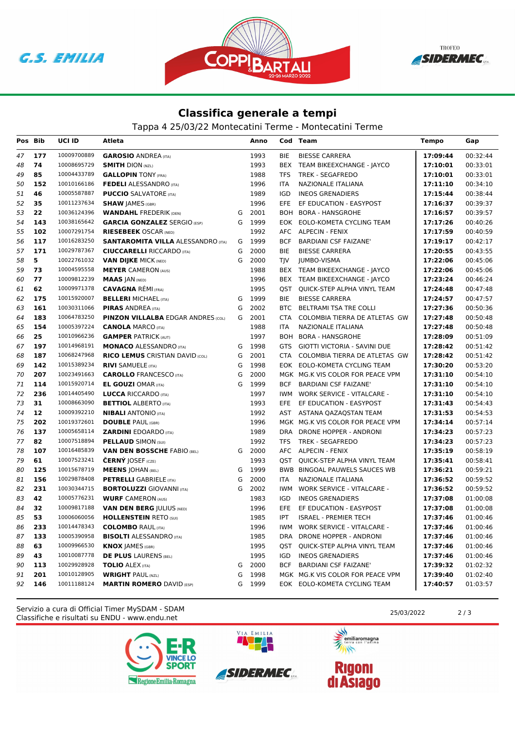## Classifica generale a tempi

Tappa 4 25/03/22 Montecatini Terme - Montecatini Terme

| Pos | Bib | UCI ID | Atleta | | Anno | Cod | Team | Tempo | Gap |
|---|---|---|---|---|---|---|---|---|---|
| 47 | 177 | 10009700889 | **GAROSIO** ANDREA (ITA) | | 1993 | BIE | BIESSE CARRERA | **17:09:44** | 00:32:44 |
| 48 | 74 | 10008695729 | **SMITH** DION (NZL) | | 1993 | BEX | TEAM BIKEEXCHANGE - JAYCO | **17:10:01** | 00:33:01 |
| 49 | 85 | 10004433789 | **GALLOPIN** TONY (FRA) | | 1988 | TFS | TREK - SEGAFREDO | **17:10:01** | 00:33:01 |
| 50 | 152 | 10010166186 | **FEDELI** ALESSANDRO (ITA) | | 1996 | ITA | NAZIONALE ITALIANA | **17:11:10** | 00:34:10 |
| 51 | 46 | 10005587887 | **PUCCIO** SALVATORE (ITA) | | 1989 | IGD | INEOS GRENADIERS | **17:15:44** | 00:38:44 |
| 52 | 35 | 10011237634 | **SHAW** JAMES (GBR) | | 1996 | EFE | EF EDUCATION - EASYPOST | **17:16:37** | 00:39:37 |
| 53 | 22 | 10036124396 | **WANDAHL** FREDERIK (DEN) | G | 2001 | BOH | BORA - HANSGROHE | **17:16:57** | 00:39:57 |
| 54 | 143 | 10038165642 | **GARCIA GONZALEZ** SERGIO (ESP) | G | 1999 | EOK | EOLO-KOMETA CYCLING TEAM | **17:17:26** | 00:40:26 |
| 55 | 102 | 10007291754 | **RIESEBEEK** OSCAR (NED) | | 1992 | AFC | ALPECIN - FENIX | **17:17:59** | 00:40:59 |
| 56 | 117 | 10016283250 | **SANTAROMITA VILLA** ALESSANDRO (ITA) | G | 1999 | BCF | BARDIANI CSF FAIZANE' | **17:19:17** | 00:42:17 |
| 57 | 171 | 10029787367 | **CIUCCARELLI** RICCARDO (ITA) | G | 2000 | BIE | BIESSE CARRERA | **17:20:55** | 00:43:55 |
| 58 | 5 | 10022761032 | **VAN DIJKE** MICK (NED) | G | 2000 | TJV | JUMBO-VISMA | **17:22:06** | 00:45:06 |
| 59 | 73 | 10004595558 | **MEYER** CAMERON (AUS) | | 1988 | BEX | TEAM BIKEEXCHANGE - JAYCO | **17:22:06** | 00:45:06 |
| 60 | 77 | 10009812239 | **MAAS** JAN (NED) | | 1996 | BEX | TEAM BIKEEXCHANGE - JAYCO | **17:23:24** | 00:46:24 |
| 61 | 62 | 10009971378 | **CAVAGNA** RÉMI (FRA) | | 1995 | QST | QUICK-STEP ALPHA VINYL TEAM | **17:24:48** | 00:47:48 |
| 62 | 175 | 10015920007 | **BELLERI** MICHAEL (ITA) | G | 1999 | BIE | BIESSE CARRERA | **17:24:57** | 00:47:57 |
| 63 | 161 | 10030311066 | **PIRAS** ANDREA (ITA) | G | 2002 | BTC | BELTRAMI TSA TRE COLLI | **17:27:36** | 00:50:36 |
| 64 | 183 | 10064783250 | **PINZON VILLALBA** EDGAR ANDRES (COL) | G | 2001 | CTA | COLOMBIA TIERRA DE ATLETAS GW | **17:27:48** | 00:50:48 |
| 65 | 154 | 10005397224 | **CANOLA** MARCO (ITA) | | 1988 | ITA | NAZIONALE ITALIANA | **17:27:48** | 00:50:48 |
| 66 | 25 | 10010966236 | **GAMPER** PATRICK (AUT) | | 1997 | BOH | BORA - HANSGROHE | **17:28:09** | 00:51:09 |
| 67 | 197 | 10014968191 | **MONACO** ALESSANDRO (ITA) | G | 1998 | GTS | GIOTTI VICTORIA - SAVINI DUE | **17:28:42** | 00:51:42 |
| 68 | 187 | 10068247968 | **RICO LEMUS** CRISTIAN DAVID (COL) | G | 2001 | CTA | COLOMBIA TIERRA DE ATLETAS GW | **17:28:42** | 00:51:42 |
| 69 | 142 | 10015389234 | **RIVI** SAMUELE (ITA) | G | 1998 | EOK | EOLO-KOMETA CYCLING TEAM | **17:30:20** | 00:53:20 |
| 70 | 207 | 10023491663 | **CAROLLO** FRANCESCO (ITA) | G | 2000 | MGK | MG.K VIS COLOR FOR PEACE VPM | **17:31:10** | 00:54:10 |
| 71 | 114 | 10015920714 | **EL GOUZI** OMAR (ITA) | G | 1999 | BCF | BARDIANI CSF FAIZANE' | **17:31:10** | 00:54:10 |
| 72 | 236 | 10014405490 | **LUCCA** RICCARDO (ITA) | | 1997 | IWM | WORK SERVICE - VITALCARE - | **17:31:10** | 00:54:10 |
| 73 | 31 | 10008663090 | **BETTIOL** ALBERTO (ITA) | | 1993 | EFE | EF EDUCATION - EASYPOST | **17:31:43** | 00:54:43 |
| 74 | 12 | 10009392210 | **NIBALI** ANTONIO (ITA) | | 1992 | AST | ASTANA QAZAQSTAN TEAM | **17:31:53** | 00:54:53 |
| 75 | 202 | 10019372601 | **DOUBLE** PAUL (GBR) | | 1996 | MGK | MG.K VIS COLOR FOR PEACE VPM | **17:34:14** | 00:57:14 |
| 76 | 137 | 10005658114 | **ZARDINI** EDOARDO (ITA) | | 1989 | DRA | DRONE HOPPER - ANDRONI | **17:34:23** | 00:57:23 |
| 77 | 82 | 10007518894 | **PELLAUD** SIMON (SUI) | | 1992 | TFS | TREK - SEGAFREDO | **17:34:23** | 00:57:23 |
| 78 | 107 | 10016485839 | **VAN DEN BOSSCHE** FABIO (BEL) | G | 2000 | AFC | ALPECIN - FENIX | **17:35:19** | 00:58:19 |
| 79 | 61 | 10007523241 | **ČERNÝ** JOSEF (CZE) | | 1993 | QST | QUICK-STEP ALPHA VINYL TEAM | **17:35:41** | 00:58:41 |
| 80 | 125 | 10015678719 | **MEENS** JOHAN (BEL) | G | 1999 | BWB | BINGOAL PAUWELS SAUCES WB | **17:36:21** | 00:59:21 |
| 81 | 156 | 10029878408 | **PETRELLI** GABRIELE (ITA) | G | 2000 | ITA | NAZIONALE ITALIANA | **17:36:52** | 00:59:52 |
| 82 | 231 | 10030344715 | **BORTOLUZZI** GIOVANNI (ITA) | G | 2002 | IWM | WORK SERVICE - VITALCARE - | **17:36:52** | 00:59:52 |
| 83 | 42 | 10005776231 | **WURF** CAMERON (AUS) | | 1983 | IGD | INEOS GRENADIERS | **17:37:08** | 01:00:08 |
| 84 | 32 | 10009817188 | **VAN DEN BERG** JULIUS (NED) | | 1996 | EFE | EF EDUCATION - EASYPOST | **17:37:08** | 01:00:08 |
| 85 | 53 | 10006060056 | **HOLLENSTEIN** RETO (SUI) | | 1985 | IPT | ISRAEL - PREMIER TECH | **17:37:46** | 01:00:46 |
| 86 | 233 | 10014478343 | **COLOMBO** RAUL (ITA) | | 1996 | IWM | WORK SERVICE - VITALCARE - | **17:37:46** | 01:00:46 |
| 87 | 133 | 10005390958 | **BISOLTI** ALESSANDRO (ITA) | | 1985 | DRA | DRONE HOPPER - ANDRONI | **17:37:46** | 01:00:46 |
| 88 | 63 | 10009966530 | **KNOX** JAMES (GBR) | | 1995 | QST | QUICK-STEP ALPHA VINYL TEAM | **17:37:46** | 01:00:46 |
| 89 | 43 | 10010087778 | **DE PLUS** LAURENS (BEL) | | 1995 | IGD | INEOS GRENADIERS | **17:37:46** | 01:00:46 |
| 90 | 113 | 10029928928 | **TOLIO** ALEX (ITA) | G | 2000 | BCF | BARDIANI CSF FAIZANE' | **17:39:32** | 01:02:32 |
| 91 | 201 | 10010128905 | **WRIGHT** PAUL (NZL) | G | 1998 | MGK | MG.K VIS COLOR FOR PEACE VPM | **17:39:40** | 01:02:40 |
| 92 | 146 | 10011188124 | **MARTIN ROMERO** DAVID (ESP) | G | 1999 | EOK | EOLO-KOMETA CYCLING TEAM | **17:40:57** | 01:03:57 |

Servizio a cura di Official Timer MySDAM - SDAM
Classifiche e risultati su ENDU - www.endu.net

25/03/2022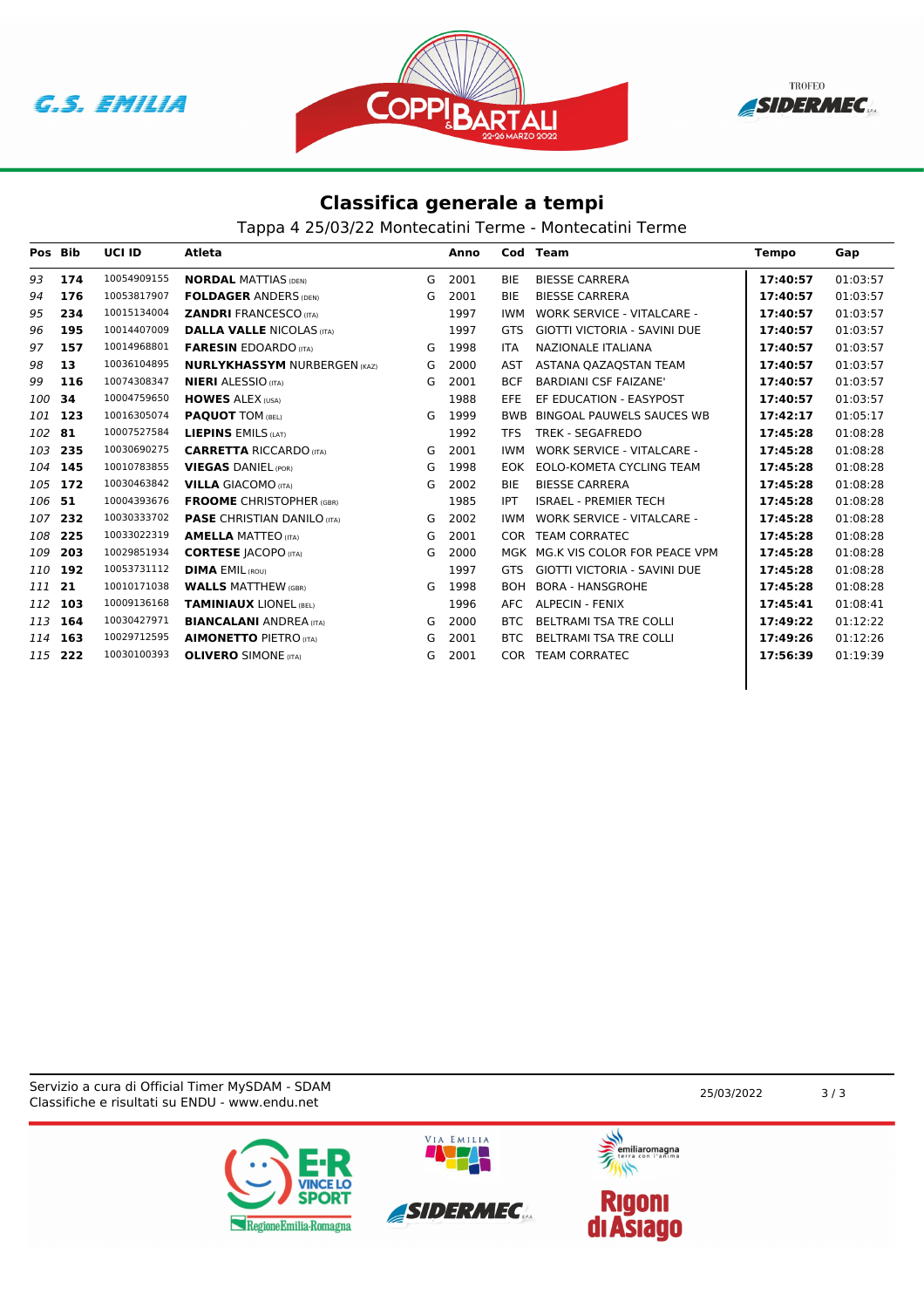## Classifica generale a tempi

Tappa 4 25/03/22 Montecatini Terme - Montecatini Terme

| Pos | Bib | UCI ID | Atleta | | Anno | Cod | Team | Tempo | Gap |
|---|---|---|---|---|---|---|---|---|---|
| 93 | 174 | 10054909155 | **NORDAL** MATTIAS (DEN) | G | 2001 | BIE | BIESSE CARRERA | **17:40:57** | 01:03:57 |
| 94 | 176 | 10053817907 | **FOLDAGER** ANDERS (DEN) | G | 2001 | BIE | BIESSE CARRERA | **17:40:57** | 01:03:57 |
| 95 | 234 | 10015134004 | **ZANDRI** FRANCESCO (ITA) | | 1997 | IWM | WORK SERVICE - VITALCARE - | **17:40:57** | 01:03:57 |
| 96 | 195 | 10014407009 | **DALLA VALLE** NICOLAS (ITA) | | 1997 | GTS | GIOTTI VICTORIA - SAVINI DUE | **17:40:57** | 01:03:57 |
| 97 | 157 | 10014968801 | **FARESIN** EDOARDO (ITA) | G | 1998 | ITA | NAZIONALE ITALIANA | **17:40:57** | 01:03:57 |
| 98 | 13 | 10036104895 | **NURLYKHASSYM** NURBERGEN (KAZ) | G | 2000 | AST | ASTANA QAZAQSTAN TEAM | **17:40:57** | 01:03:57 |
| 99 | 116 | 10074308347 | **NIERI** ALESSIO (ITA) | G | 2001 | BCF | BARDIANI CSF FAIZANE' | **17:40:57** | 01:03:57 |
| 100 | 34 | 10004759650 | **HOWES** ALEX (USA) | | 1988 | EFE | EF EDUCATION - EASYPOST | **17:40:57** | 01:03:57 |
| 101 | 123 | 10016305074 | **PAQUOT** TOM (BEL) | G | 1999 | BWB | BINGOAL PAUWELS SAUCES WB | **17:42:17** | 01:05:17 |
| 102 | 81 | 10007527584 | **LIEPINS** EMILS (LAT) | | 1992 | TFS | TREK - SEGAFREDO | **17:45:28** | 01:08:28 |
| 103 | 235 | 10030690275 | **CARRETTA** RICCARDO (ITA) | G | 2001 | IWM | WORK SERVICE - VITALCARE - | **17:45:28** | 01:08:28 |
| 104 | 145 | 10010783855 | **VIEGAS** DANIEL (POR) | G | 1998 | EOK | EOLO-KOMETA CYCLING TEAM | **17:45:28** | 01:08:28 |
| 105 | 172 | 10030463842 | **VILLA** GIACOMO (ITA) | G | 2002 | BIE | BIESSE CARRERA | **17:45:28** | 01:08:28 |
| 106 | 51 | 10004393676 | **FROOME** CHRISTOPHER (GBR) | | 1985 | IPT | ISRAEL - PREMIER TECH | **17:45:28** | 01:08:28 |
| 107 | 232 | 10030333702 | **PASE** CHRISTIAN DANILO (ITA) | G | 2002 | IWM | WORK SERVICE - VITALCARE - | **17:45:28** | 01:08:28 |
| 108 | 225 | 10033022319 | **AMELLA** MATTEO (ITA) | G | 2001 | COR | TEAM CORRATEC | **17:45:28** | 01:08:28 |
| 109 | 203 | 10029851934 | **CORTESE** JACOPO (ITA) | G | 2000 | MGK | MG.K VIS COLOR FOR PEACE VPM | **17:45:28** | 01:08:28 |
| 110 | 192 | 10053731112 | **DIMA** EMIL (ROU) | | 1997 | GTS | GIOTTI VICTORIA - SAVINI DUE | **17:45:28** | 01:08:28 |
| 111 | 21 | 10010171038 | **WALLS** MATTHEW (GBR) | G | 1998 | BOH | BORA - HANSGROHE | **17:45:28** | 01:08:28 |
| 112 | 103 | 10009136168 | **TAMINIAUX** LIONEL (BEL) | | 1996 | AFC | ALPECIN - FENIX | **17:45:41** | 01:08:41 |
| 113 | 164 | 10030427971 | **BIANCALANI** ANDREA (ITA) | G | 2000 | BTC | BELTRAMI TSA TRE COLLI | **17:49:22** | 01:12:22 |
| 114 | 163 | 10029712595 | **AIMONETTO** PIETRO (ITA) | G | 2001 | BTC | BELTRAMI TSA TRE COLLI | **17:49:26** | 01:12:26 |
| 115 | 222 | 10030100393 | **OLIVERO** SIMONE (ITA) | G | 2001 | COR | TEAM CORRATEC | **17:56:39** | 01:19:39 |

Servizio a cura di Official Timer MySDAM - SDAM
Classifiche e risultati su ENDU - www.endu.net

25/03/2022